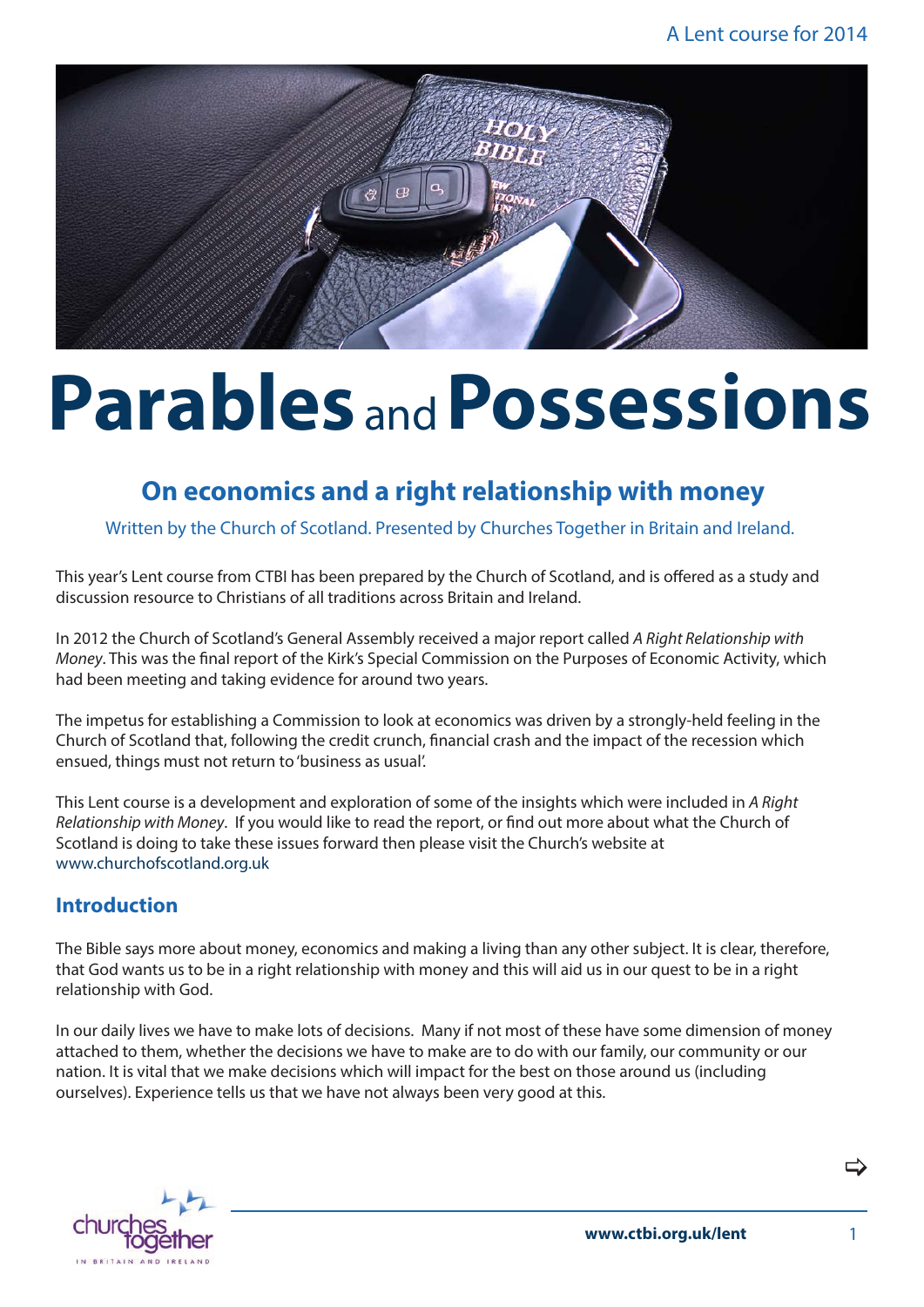A Lent course for 2014

# Parables and Possessions

## On economics and a right relationship with money

Written by the Church of Scotland. Presented by Churches Together in Britain and Ireland.

This year's Lent course from CTBI has been prepared by the Church of Scotland, and is offered as a study and discussion resource to Christians of all traditions across Britain and Ireland.

In 2012 the Church of Scotland's General Assembly received a major report called *A Right Relationship with Money*. This was the final report of the Kirk's Special Commission on the Purposes of Economic Activity, which had been meeting and taking evidence for around two years.

The impetus for establishing a Commission to look at economics was driven by a strongly-held feeling in the Church of Scotland that, following the credit crunch, financial crash and the impact of the recession which ensued, things must not return to 'business as usual'.

This Lent course is a development and exploration of some of the insights which were included in *A Right Relationship with Money*. If you would like to read the report, or find out more about what the Church of Scotland is doing to take these issues forward then please visit the Church's website at www.churchofscotland.org.uk

### Introduction

The Bible says more about money, economics and making a living than any other subject. It is clear, therefore, that God wants us to be in a right relationship with money and this will aid us in our quest to be in a right relationship with God.

In our daily lives we have to make lots of decisions. Many if not most of these have some dimension of money attached to them, whether the decisions we have to make are to do with our family, our community or our nation. It is vital that we make decisions which will impact for the best on those around us (including ourselves). Experience tells us that we have not always been very good at this.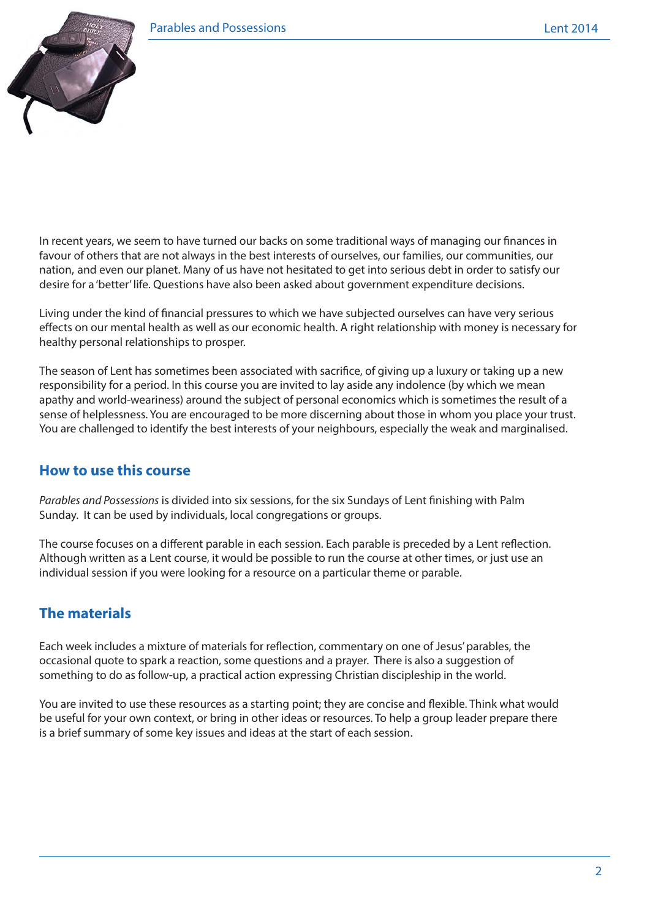In recent years, we seem to have turned our backs on some traditional ways of managing our finances in favour of others that are not always in the best interests of ourselves, our families, our communities, our nation, and even our planet. Many of us have not hesitated to get into serious debt in order to satisfy our desire for a 'better' life. Questions have also been asked about government expenditure decisions.

Living under the kind of financial pressures to which we have subjected ourselves can have very serious effects on our mental health as well as our economic health. A right relationship with money is necessary for healthy personal relationships to prosper.

The season of Lent has sometimes been associated with sacrifice, of giving up a luxury or taking up a new responsibility for a period. In this course you are invited to lay aside any indolence (by which we mean apathy and world-weariness) around the subject of personal economics which is sometimes the result of a sense of helplessness. You are encouraged to be more discerning about those in whom you place your trust. You are challenged to identify the best interests of your neighbours, especially the weak and marginalised.

## How to use this course

*Parables and Possessions* is divided into six sessions, for the six Sundays of Lent finishing with Palm Sunday. It can be used by individuals, local congregations or groups.

The course focuses on a different parable in each session. Each parable is preceded by a Lent reflection. Although written as a Lent course, it would be possible to run the course at other times, or just use an individual session if you were looking for a resource on a particular theme or parable.

## The materials

Each week includes a mixture of materials for reflection, commentary on one of Jesus' parables, the occasional quote to spark a reaction, some questions and a prayer. There is also a suggestion of something to do as follow-up, a practical action expressing Christian discipleship in the world.

You are invited to use these resources as a starting point; they are concise and flexible. Think what would be useful for your own context, or bring in other ideas or resources. To help a group leader prepare there is a brief summary of some key issues and ideas at the start of each session.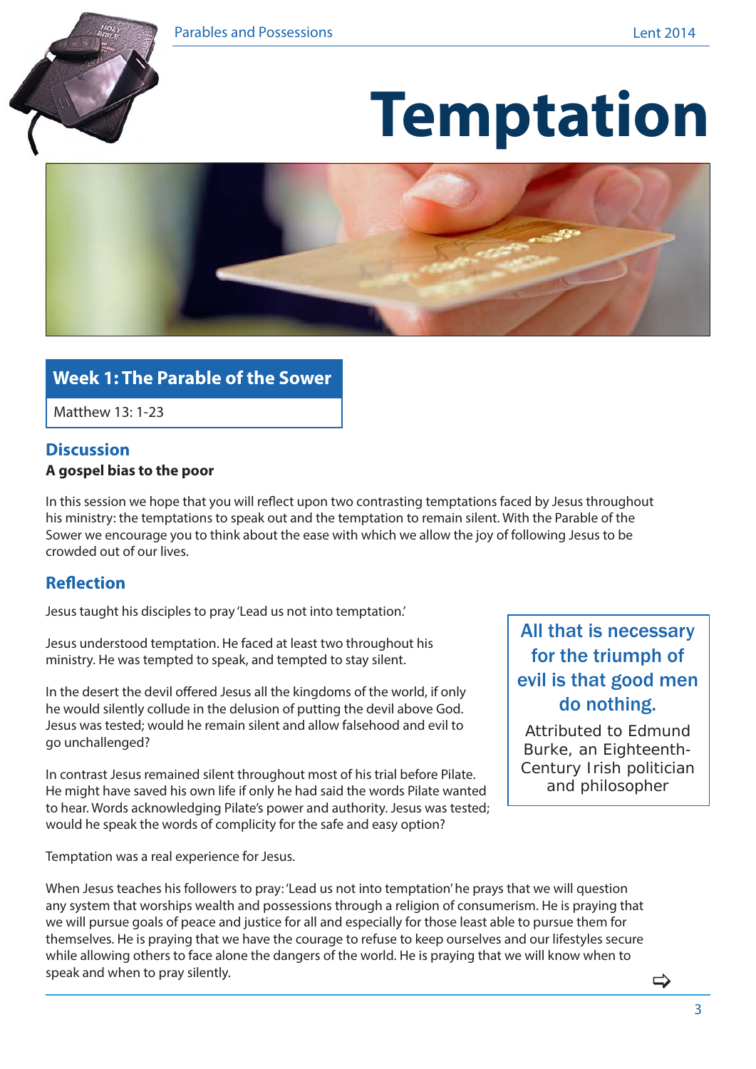# Temptation

## Week 1: The Parable of the Sower

Matthew 13: 1-23

### Discussion

**A gospel bias to the poor**

In this session we hope that you will reflect upon two contrasting temptations faced by Jesus throughout his ministry: the temptations to speak out and the temptation to remain silent. With the Parable of the Sower we encourage you to think about the ease with which we allow the joy of following Jesus to be crowded out of our lives.

### Reflection

Jesus taught his disciples to pray 'Lead us not into temptation.'

Jesus understood temptation. He faced at least two throughout his ministry. He was tempted to speak, and tempted to stay silent.

In the desert the devil offered Jesus all the kingdoms of the world, if only he would silently collude in the delusion of putting the devil above God. Jesus was tested; would he remain silent and allow falsehood and evil to go unchallenged?

In contrast Jesus remained silent throughout most of his trial before Pilate. He might have saved his own life if only he had said the words Pilate wanted to hear. Words acknowledging Pilate's power and authority. Jesus was tested; would he speak the words of complicity for the safe and easy option?

> **All that is necessary for the triumph of evil is that good men do nothing.**
>
> Attributed to Edmund Burke, an Eighteenth-Century Irish politician and philosopher

Temptation was a real experience for Jesus.

When Jesus teaches his followers to pray: 'Lead us not into temptation' he prays that we will question any system that worships wealth and possessions through a religion of consumerism. He is praying that we will pursue goals of peace and justice for all and especially for those least able to pursue them for themselves. He is praying that we have the courage to refuse to keep ourselves and our lifestyles secure while allowing others to face alone the dangers of the world. He is praying that we will know when to speak and when to pray silently.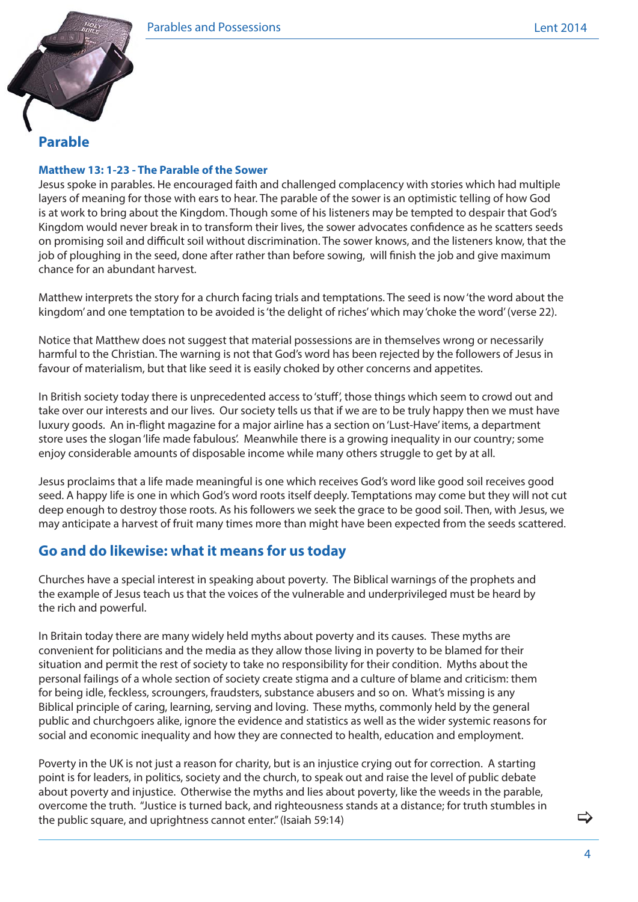## Parable

### Matthew 13: 1-23 - The Parable of the Sower

Jesus spoke in parables. He encouraged faith and challenged complacency with stories which had multiple layers of meaning for those with ears to hear. The parable of the sower is an optimistic telling of how God is at work to bring about the Kingdom. Though some of his listeners may be tempted to despair that God's Kingdom would never break in to transform their lives, the sower advocates confidence as he scatters seeds on promising soil and difficult soil without discrimination. The sower knows, and the listeners know, that the job of ploughing in the seed, done after rather than before sowing, will finish the job and give maximum chance for an abundant harvest.

Matthew interprets the story for a church facing trials and temptations. The seed is now 'the word about the kingdom' and one temptation to be avoided is 'the delight of riches' which may 'choke the word' (verse 22).

Notice that Matthew does not suggest that material possessions are in themselves wrong or necessarily harmful to the Christian. The warning is not that God's word has been rejected by the followers of Jesus in favour of materialism, but that like seed it is easily choked by other concerns and appetites.

In British society today there is unprecedented access to 'stuff', those things which seem to crowd out and take over our interests and our lives. Our society tells us that if we are to be truly happy then we must have luxury goods. An in-flight magazine for a major airline has a section on 'Lust-Have' items, a department store uses the slogan 'life made fabulous'. Meanwhile there is a growing inequality in our country; some enjoy considerable amounts of disposable income while many others struggle to get by at all.

Jesus proclaims that a life made meaningful is one which receives God's word like good soil receives good seed. A happy life is one in which God's word roots itself deeply. Temptations may come but they will not cut deep enough to destroy those roots. As his followers we seek the grace to be good soil. Then, with Jesus, we may anticipate a harvest of fruit many times more than might have been expected from the seeds scattered.

## Go and do likewise: what it means for us today

Churches have a special interest in speaking about poverty. The Biblical warnings of the prophets and the example of Jesus teach us that the voices of the vulnerable and underprivileged must be heard by the rich and powerful.

In Britain today there are many widely held myths about poverty and its causes. These myths are convenient for politicians and the media as they allow those living in poverty to be blamed for their situation and permit the rest of society to take no responsibility for their condition. Myths about the personal failings of a whole section of society create stigma and a culture of blame and criticism: them for being idle, feckless, scroungers, fraudsters, substance abusers and so on. What's missing is any Biblical principle of caring, learning, serving and loving. These myths, commonly held by the general public and churchgoers alike, ignore the evidence and statistics as well as the wider systemic reasons for social and economic inequality and how they are connected to health, education and employment.

Poverty in the UK is not just a reason for charity, but is an injustice crying out for correction. A starting point is for leaders, in politics, society and the church, to speak out and raise the level of public debate about poverty and injustice. Otherwise the myths and lies about poverty, like the weeds in the parable, overcome the truth. "Justice is turned back, and righteousness stands at a distance; for truth stumbles in the public square, and uprightness cannot enter." (Isaiah 59:14)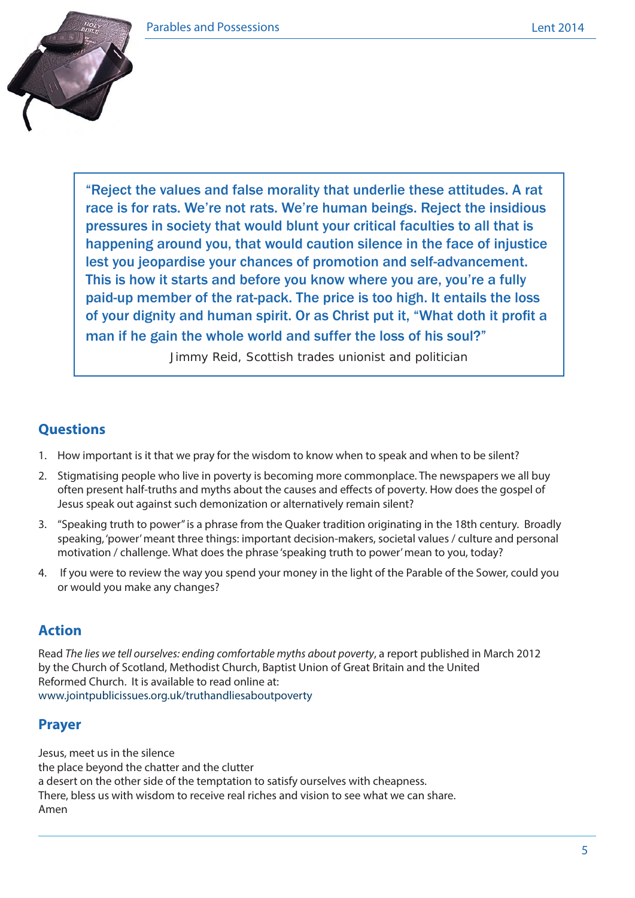> "Reject the values and false morality that underlie these attitudes. A rat race is for rats. We're not rats. We're human beings. Reject the insidious pressures in society that would blunt your critical faculties to all that is happening around you, that would caution silence in the face of injustice lest you jeopardise your chances of promotion and self-advancement. This is how it starts and before you know where you are, you're a fully paid-up member of the rat-pack. The price is too high. It entails the loss of your dignity and human spirit. Or as Christ put it, "What doth it profit a man if he gain the whole world and suffer the loss of his soul?"
>
> Jimmy Reid, Scottish trades unionist and politician

## Questions

1. How important is it that we pray for the wisdom to know when to speak and when to be silent?
2. Stigmatising people who live in poverty is becoming more commonplace. The newspapers we all buy often present half-truths and myths about the causes and effects of poverty. How does the gospel of Jesus speak out against such demonization or alternatively remain silent?
3. "Speaking truth to power" is a phrase from the Quaker tradition originating in the 18th century. Broadly speaking, 'power' meant three things: important decision-makers, societal values / culture and personal motivation / challenge. What does the phrase 'speaking truth to power' mean to you, today?
4. If you were to review the way you spend your money in the light of the Parable of the Sower, could you or would you make any changes?

## Action

Read *The lies we tell ourselves: ending comfortable myths about poverty*, a report published in March 2012 by the Church of Scotland, Methodist Church, Baptist Union of Great Britain and the United Reformed Church. It is available to read online at:
www.jointpublicissues.org.uk/truthandliesaboutpoverty

## Prayer

Jesus, meet us in the silence
the place beyond the chatter and the clutter
a desert on the other side of the temptation to satisfy ourselves with cheapness.
There, bless us with wisdom to receive real riches and vision to see what we can share.
Amen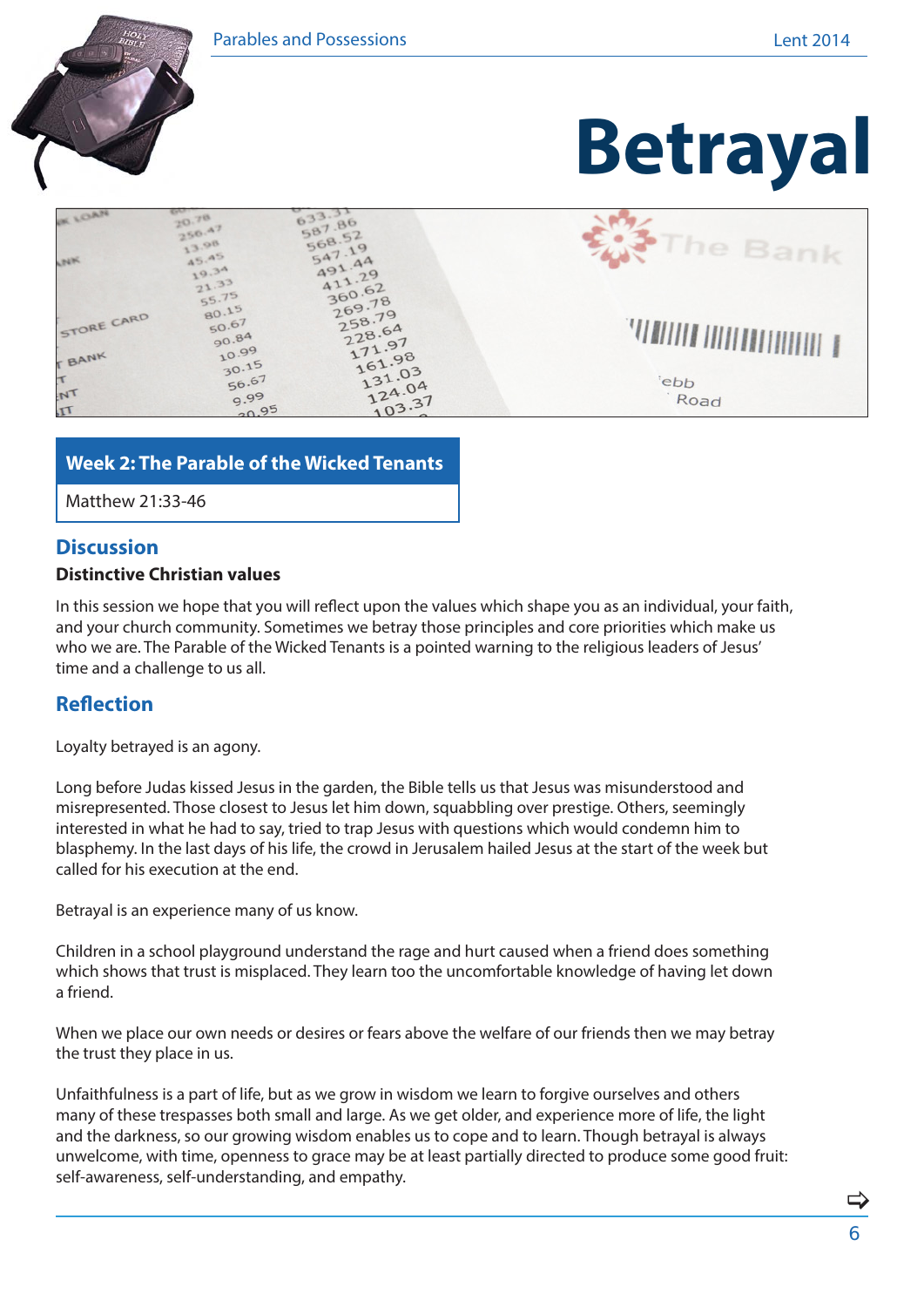# Betrayal

## Week 2: The Parable of the Wicked Tenants

Matthew 21:33-46

## Discussion

**Distinctive Christian values**

In this session we hope that you will reflect upon the values which shape you as an individual, your faith, and your church community. Sometimes we betray those principles and core priorities which make us who we are. The Parable of the Wicked Tenants is a pointed warning to the religious leaders of Jesus' time and a challenge to us all.

## Reflection

Loyalty betrayed is an agony.

Long before Judas kissed Jesus in the garden, the Bible tells us that Jesus was misunderstood and misrepresented. Those closest to Jesus let him down, squabbling over prestige. Others, seemingly interested in what he had to say, tried to trap Jesus with questions which would condemn him to blasphemy. In the last days of his life, the crowd in Jerusalem hailed Jesus at the start of the week but called for his execution at the end.

Betrayal is an experience many of us know.

Children in a school playground understand the rage and hurt caused when a friend does something which shows that trust is misplaced. They learn too the uncomfortable knowledge of having let down a friend.

When we place our own needs or desires or fears above the welfare of our friends then we may betray the trust they place in us.

Unfaithfulness is a part of life, but as we grow in wisdom we learn to forgive ourselves and others many of these trespasses both small and large. As we get older, and experience more of life, the light and the darkness, so our growing wisdom enables us to cope and to learn. Though betrayal is always unwelcome, with time, openness to grace may be at least partially directed to produce some good fruit: self-awareness, self-understanding, and empathy.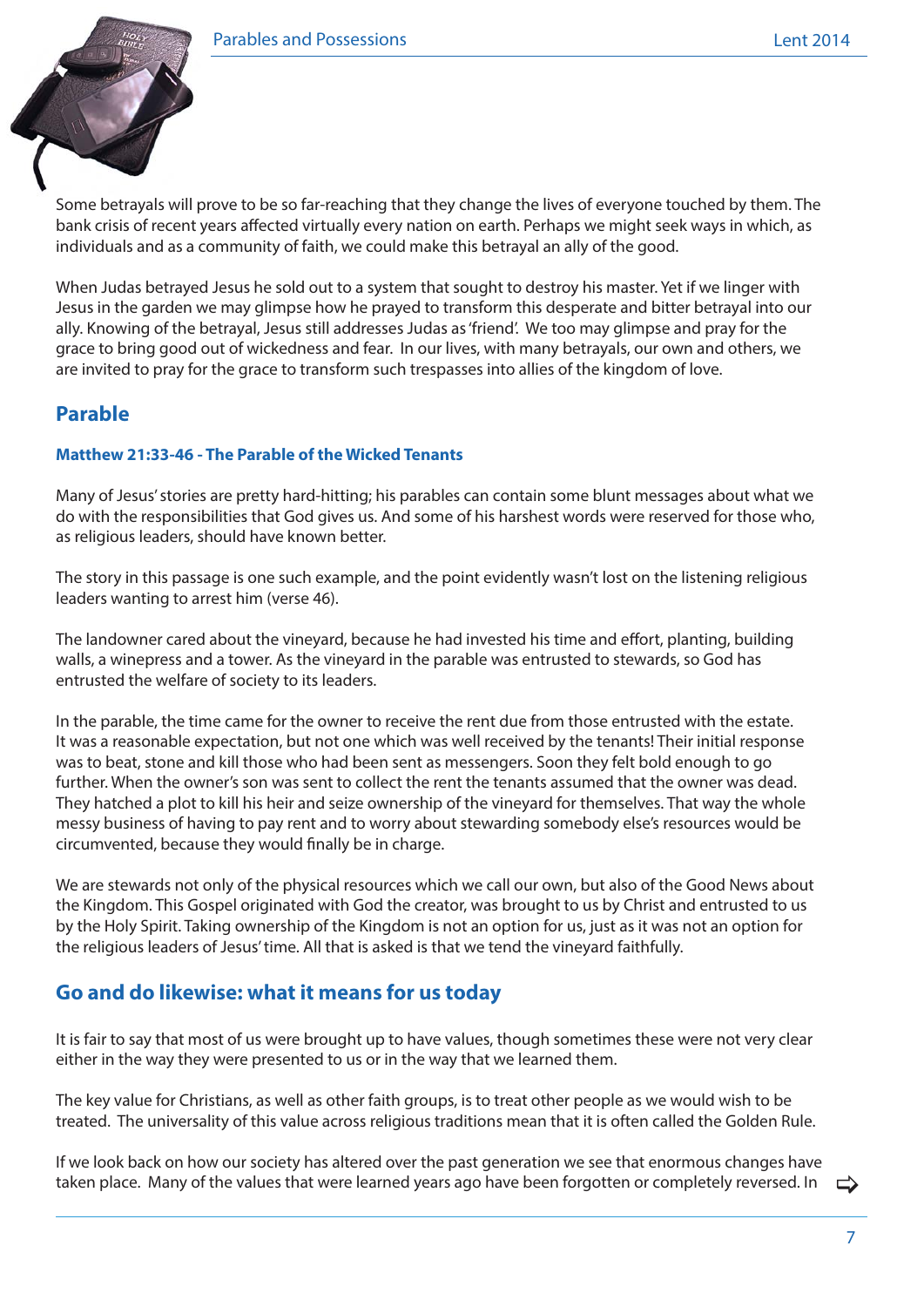Some betrayals will prove to be so far-reaching that they change the lives of everyone touched by them. The bank crisis of recent years affected virtually every nation on earth. Perhaps we might seek ways in which, as individuals and as a community of faith, we could make this betrayal an ally of the good.

When Judas betrayed Jesus he sold out to a system that sought to destroy his master. Yet if we linger with Jesus in the garden we may glimpse how he prayed to transform this desperate and bitter betrayal into our ally. Knowing of the betrayal, Jesus still addresses Judas as 'friend'. We too may glimpse and pray for the grace to bring good out of wickedness and fear. In our lives, with many betrayals, our own and others, we are invited to pray for the grace to transform such trespasses into allies of the kingdom of love.

## Parable

### Matthew 21:33-46 - The Parable of the Wicked Tenants

Many of Jesus' stories are pretty hard-hitting; his parables can contain some blunt messages about what we do with the responsibilities that God gives us. And some of his harshest words were reserved for those who, as religious leaders, should have known better.

The story in this passage is one such example, and the point evidently wasn't lost on the listening religious leaders wanting to arrest him (verse 46).

The landowner cared about the vineyard, because he had invested his time and effort, planting, building walls, a winepress and a tower. As the vineyard in the parable was entrusted to stewards, so God has entrusted the welfare of society to its leaders.

In the parable, the time came for the owner to receive the rent due from those entrusted with the estate. It was a reasonable expectation, but not one which was well received by the tenants! Their initial response was to beat, stone and kill those who had been sent as messengers. Soon they felt bold enough to go further. When the owner's son was sent to collect the rent the tenants assumed that the owner was dead. They hatched a plot to kill his heir and seize ownership of the vineyard for themselves. That way the whole messy business of having to pay rent and to worry about stewarding somebody else's resources would be circumvented, because they would finally be in charge.

We are stewards not only of the physical resources which we call our own, but also of the Good News about the Kingdom. This Gospel originated with God the creator, was brought to us by Christ and entrusted to us by the Holy Spirit. Taking ownership of the Kingdom is not an option for us, just as it was not an option for the religious leaders of Jesus' time. All that is asked is that we tend the vineyard faithfully.

## Go and do likewise: what it means for us today

It is fair to say that most of us were brought up to have values, though sometimes these were not very clear either in the way they were presented to us or in the way that we learned them.

The key value for Christians, as well as other faith groups, is to treat other people as we would wish to be treated. The universality of this value across religious traditions mean that it is often called the Golden Rule.

If we look back on how our society has altered over the past generation we see that enormous changes have taken place. Many of the values that were learned years ago have been forgotten or completely reversed. In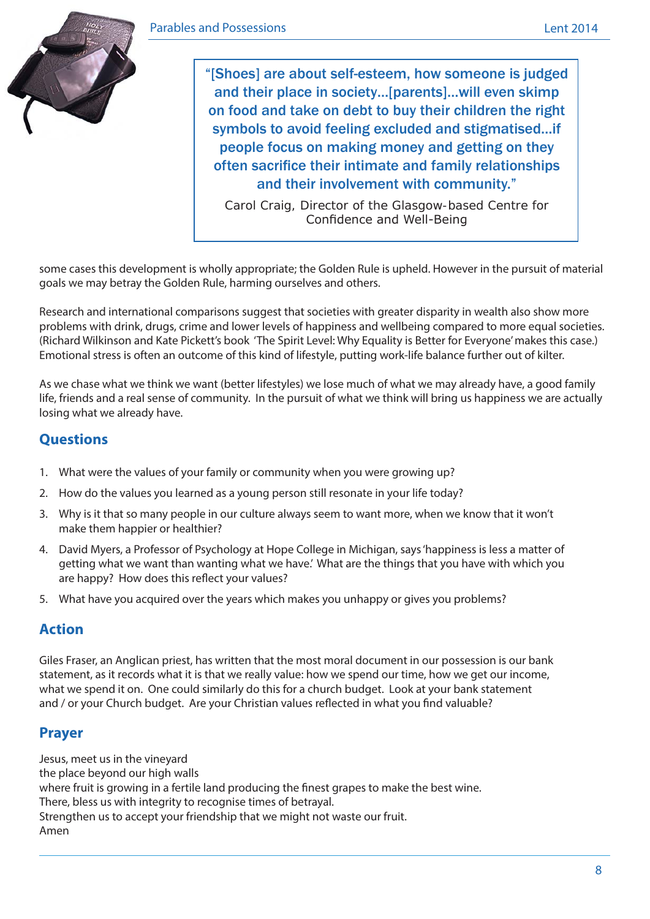> "[Shoes] are about self-esteem, how someone is judged and their place in society...[parents]...will even skimp on food and take on debt to buy their children the right symbols to avoid feeling excluded and stigmatised...if people focus on making money and getting on they often sacrifice their intimate and family relationships and their involvement with community."
>
> Carol Craig, Director of the Glasgow-based Centre for Confidence and Well-Being

some cases this development is wholly appropriate; the Golden Rule is upheld. However in the pursuit of material goals we may betray the Golden Rule, harming ourselves and others.

Research and international comparisons suggest that societies with greater disparity in wealth also show more problems with drink, drugs, crime and lower levels of happiness and wellbeing compared to more equal societies. (Richard Wilkinson and Kate Pickett's book 'The Spirit Level: Why Equality is Better for Everyone' makes this case.) Emotional stress is often an outcome of this kind of lifestyle, putting work-life balance further out of kilter.

As we chase what we think we want (better lifestyles) we lose much of what we may already have, a good family life, friends and a real sense of community. In the pursuit of what we think will bring us happiness we are actually losing what we already have.

## Questions

1. What were the values of your family or community when you were growing up?
2. How do the values you learned as a young person still resonate in your life today?
3. Why is it that so many people in our culture always seem to want more, when we know that it won't make them happier or healthier?
4. David Myers, a Professor of Psychology at Hope College in Michigan, says 'happiness is less a matter of getting what we want than wanting what we have.' What are the things that you have with which you are happy? How does this reflect your values?
5. What have you acquired over the years which makes you unhappy or gives you problems?

## Action

Giles Fraser, an Anglican priest, has written that the most moral document in our possession is our bank statement, as it records what it is that we really value: how we spend our time, how we get our income, what we spend it on. One could similarly do this for a church budget. Look at your bank statement and / or your Church budget. Are your Christian values reflected in what you find valuable?

## Prayer

Jesus, meet us in the vineyard
the place beyond our high walls
where fruit is growing in a fertile land producing the finest grapes to make the best wine.
There, bless us with integrity to recognise times of betrayal.
Strengthen us to accept your friendship that we might not waste our fruit.
Amen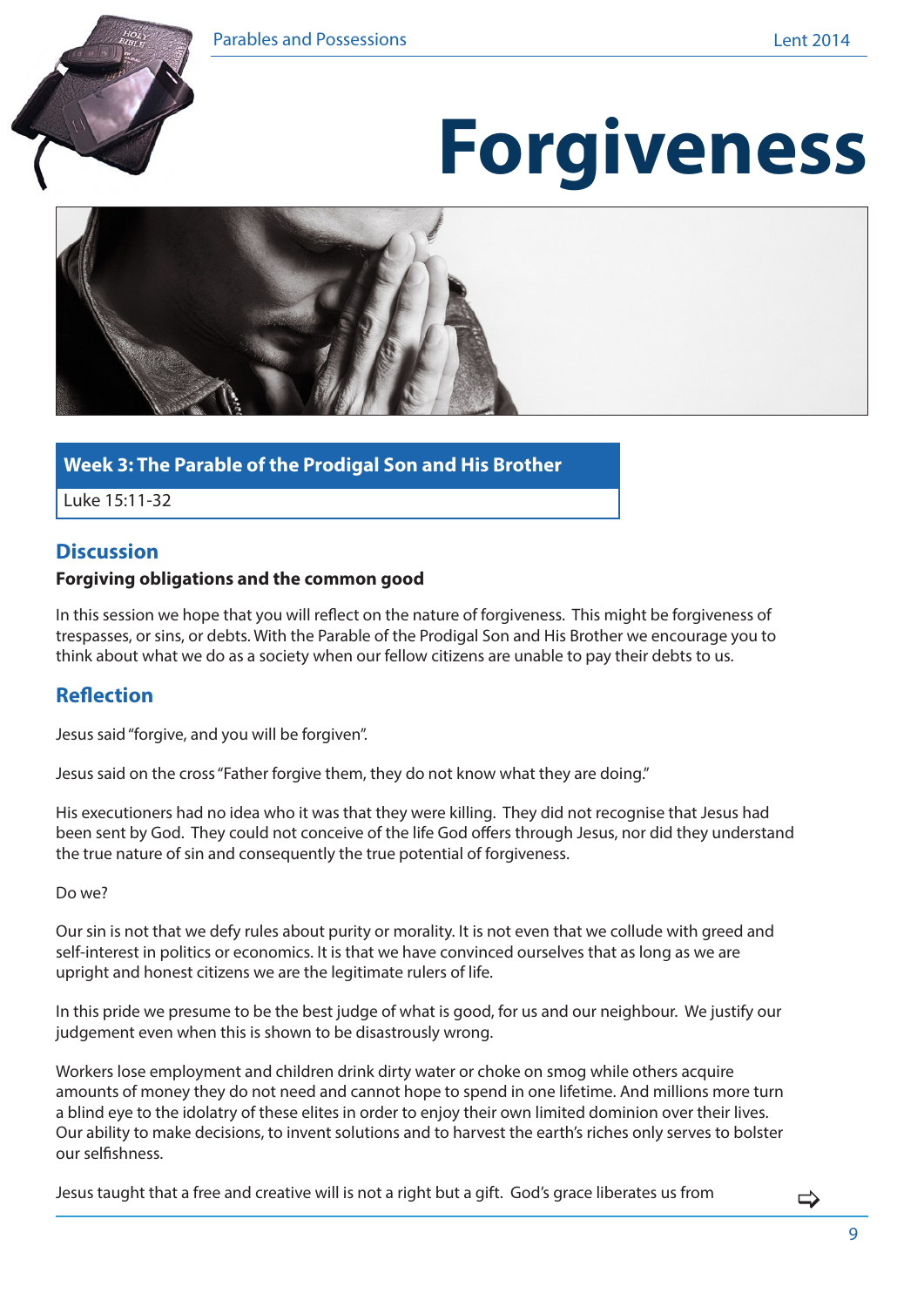# Forgiveness

## Week 3: The Parable of the Prodigal Son and His Brother

Luke 15:11-32

## Discussion

**Forgiving obligations and the common good**

In this session we hope that you will reflect on the nature of forgiveness. This might be forgiveness of trespasses, or sins, or debts. With the Parable of the Prodigal Son and His Brother we encourage you to think about what we do as a society when our fellow citizens are unable to pay their debts to us.

## Reflection

Jesus said "forgive, and you will be forgiven".

Jesus said on the cross "Father forgive them, they do not know what they are doing."

His executioners had no idea who it was that they were killing. They did not recognise that Jesus had been sent by God. They could not conceive of the life God offers through Jesus, nor did they understand the true nature of sin and consequently the true potential of forgiveness.

Do we?

Our sin is not that we defy rules about purity or morality. It is not even that we collude with greed and self-interest in politics or economics. It is that we have convinced ourselves that as long as we are upright and honest citizens we are the legitimate rulers of life.

In this pride we presume to be the best judge of what is good, for us and our neighbour. We justify our judgement even when this is shown to be disastrously wrong.

Workers lose employment and children drink dirty water or choke on smog while others acquire amounts of money they do not need and cannot hope to spend in one lifetime. And millions more turn a blind eye to the idolatry of these elites in order to enjoy their own limited dominion over their lives. Our ability to make decisions, to invent solutions and to harvest the earth's riches only serves to bolster our selfishness.

Jesus taught that a free and creative will is not a right but a gift. God's grace liberates us from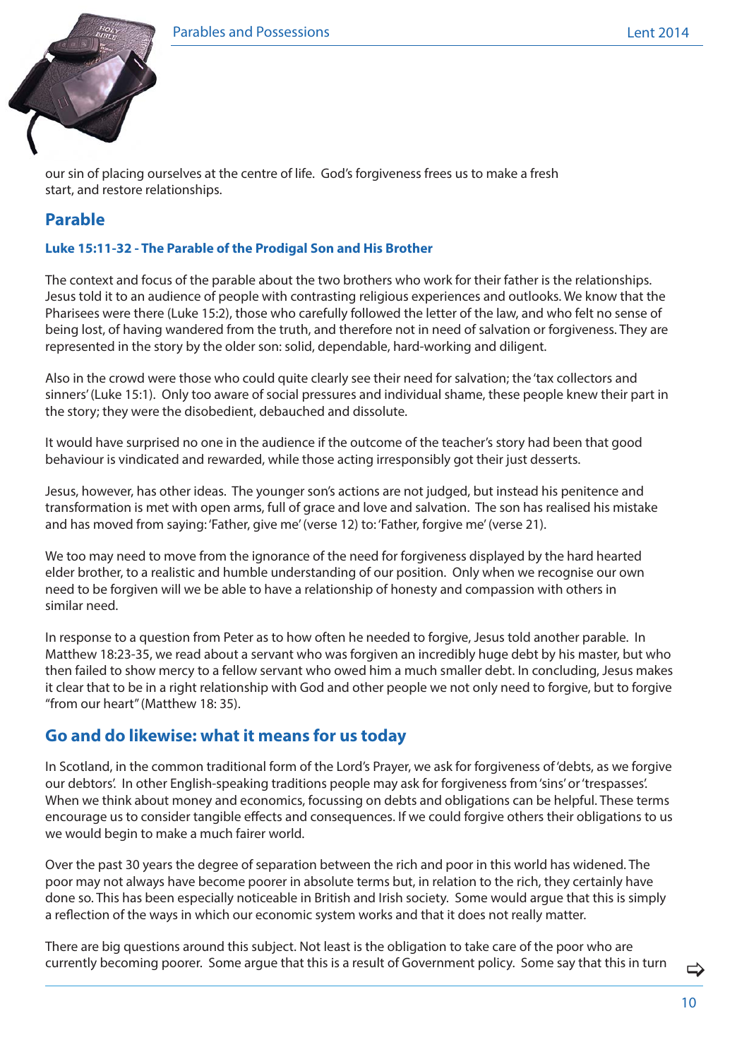our sin of placing ourselves at the centre of life. God's forgiveness frees us to make a fresh start, and restore relationships.

## Parable

### Luke 15:11-32 - The Parable of the Prodigal Son and His Brother

The context and focus of the parable about the two brothers who work for their father is the relationships. Jesus told it to an audience of people with contrasting religious experiences and outlooks. We know that the Pharisees were there (Luke 15:2), those who carefully followed the letter of the law, and who felt no sense of being lost, of having wandered from the truth, and therefore not in need of salvation or forgiveness. They are represented in the story by the older son: solid, dependable, hard-working and diligent.

Also in the crowd were those who could quite clearly see their need for salvation; the 'tax collectors and sinners' (Luke 15:1). Only too aware of social pressures and individual shame, these people knew their part in the story; they were the disobedient, debauched and dissolute.

It would have surprised no one in the audience if the outcome of the teacher's story had been that good behaviour is vindicated and rewarded, while those acting irresponsibly got their just desserts.

Jesus, however, has other ideas. The younger son's actions are not judged, but instead his penitence and transformation is met with open arms, full of grace and love and salvation. The son has realised his mistake and has moved from saying: 'Father, give me' (verse 12) to: 'Father, forgive me' (verse 21).

We too may need to move from the ignorance of the need for forgiveness displayed by the hard hearted elder brother, to a realistic and humble understanding of our position. Only when we recognise our own need to be forgiven will we be able to have a relationship of honesty and compassion with others in similar need.

In response to a question from Peter as to how often he needed to forgive, Jesus told another parable. In Matthew 18:23-35, we read about a servant who was forgiven an incredibly huge debt by his master, but who then failed to show mercy to a fellow servant who owed him a much smaller debt. In concluding, Jesus makes it clear that to be in a right relationship with God and other people we not only need to forgive, but to forgive "from our heart" (Matthew 18: 35).

## Go and do likewise: what it means for us today

In Scotland, in the common traditional form of the Lord's Prayer, we ask for forgiveness of 'debts, as we forgive our debtors'. In other English-speaking traditions people may ask for forgiveness from 'sins' or 'trespasses'. When we think about money and economics, focussing on debts and obligations can be helpful. These terms encourage us to consider tangible effects and consequences. If we could forgive others their obligations to us we would begin to make a much fairer world.

Over the past 30 years the degree of separation between the rich and poor in this world has widened. The poor may not always have become poorer in absolute terms but, in relation to the rich, they certainly have done so. This has been especially noticeable in British and Irish society. Some would argue that this is simply a reflection of the ways in which our economic system works and that it does not really matter.

There are big questions around this subject. Not least is the obligation to take care of the poor who are currently becoming poorer. Some argue that this is a result of Government policy. Some say that this in turn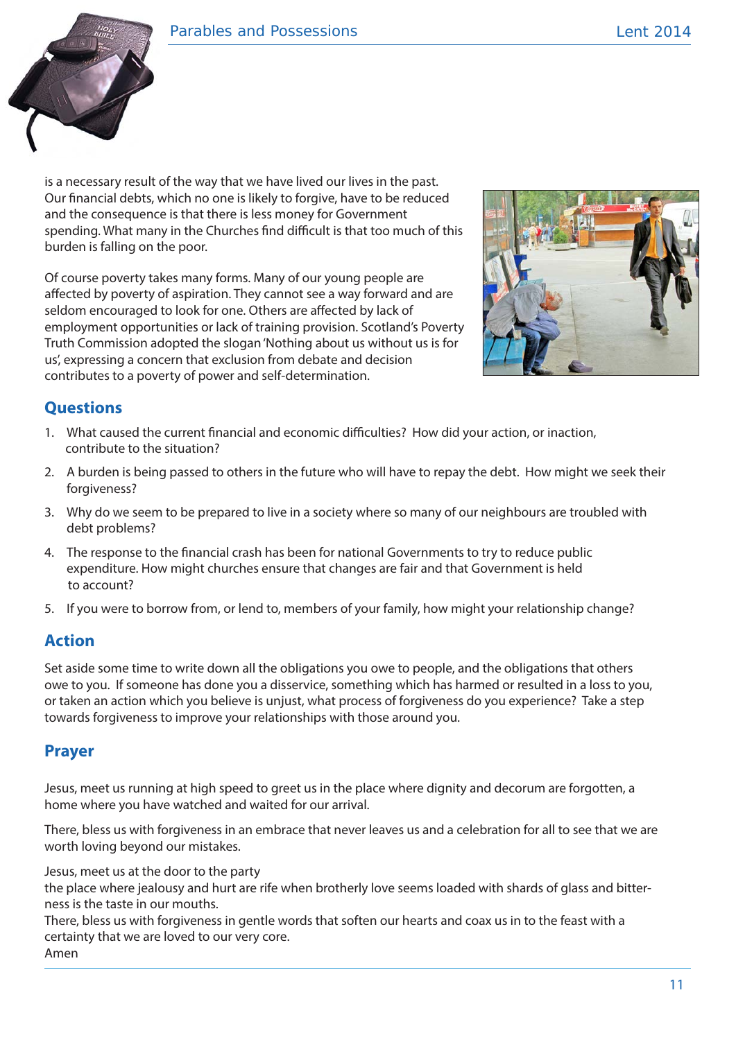is a necessary result of the way that we have lived our lives in the past. Our financial debts, which no one is likely to forgive, have to be reduced and the consequence is that there is less money for Government spending. What many in the Churches find difficult is that too much of this burden is falling on the poor.

Of course poverty takes many forms. Many of our young people are affected by poverty of aspiration. They cannot see a way forward and are seldom encouraged to look for one. Others are affected by lack of employment opportunities or lack of training provision. Scotland's Poverty Truth Commission adopted the slogan 'Nothing about us without us is for us', expressing a concern that exclusion from debate and decision contributes to a poverty of power and self-determination.

## Questions

1. What caused the current financial and economic difficulties? How did your action, or inaction, contribute to the situation?
2. A burden is being passed to others in the future who will have to repay the debt. How might we seek their forgiveness?
3. Why do we seem to be prepared to live in a society where so many of our neighbours are troubled with debt problems?
4. The response to the financial crash has been for national Governments to try to reduce public expenditure. How might churches ensure that changes are fair and that Government is held to account?
5. If you were to borrow from, or lend to, members of your family, how might your relationship change?

## Action

Set aside some time to write down all the obligations you owe to people, and the obligations that others owe to you. If someone has done you a disservice, something which has harmed or resulted in a loss to you, or taken an action which you believe is unjust, what process of forgiveness do you experience? Take a step towards forgiveness to improve your relationships with those around you.

## Prayer

Jesus, meet us running at high speed to greet us in the place where dignity and decorum are forgotten, a home where you have watched and waited for our arrival.

There, bless us with forgiveness in an embrace that never leaves us and a celebration for all to see that we are worth loving beyond our mistakes.

Jesus, meet us at the door to the party
the place where jealousy and hurt are rife when brotherly love seems loaded with shards of glass and bitterness is the taste in our mouths.
There, bless us with forgiveness in gentle words that soften our hearts and coax us in to the feast with a certainty that we are loved to our very core.
Amen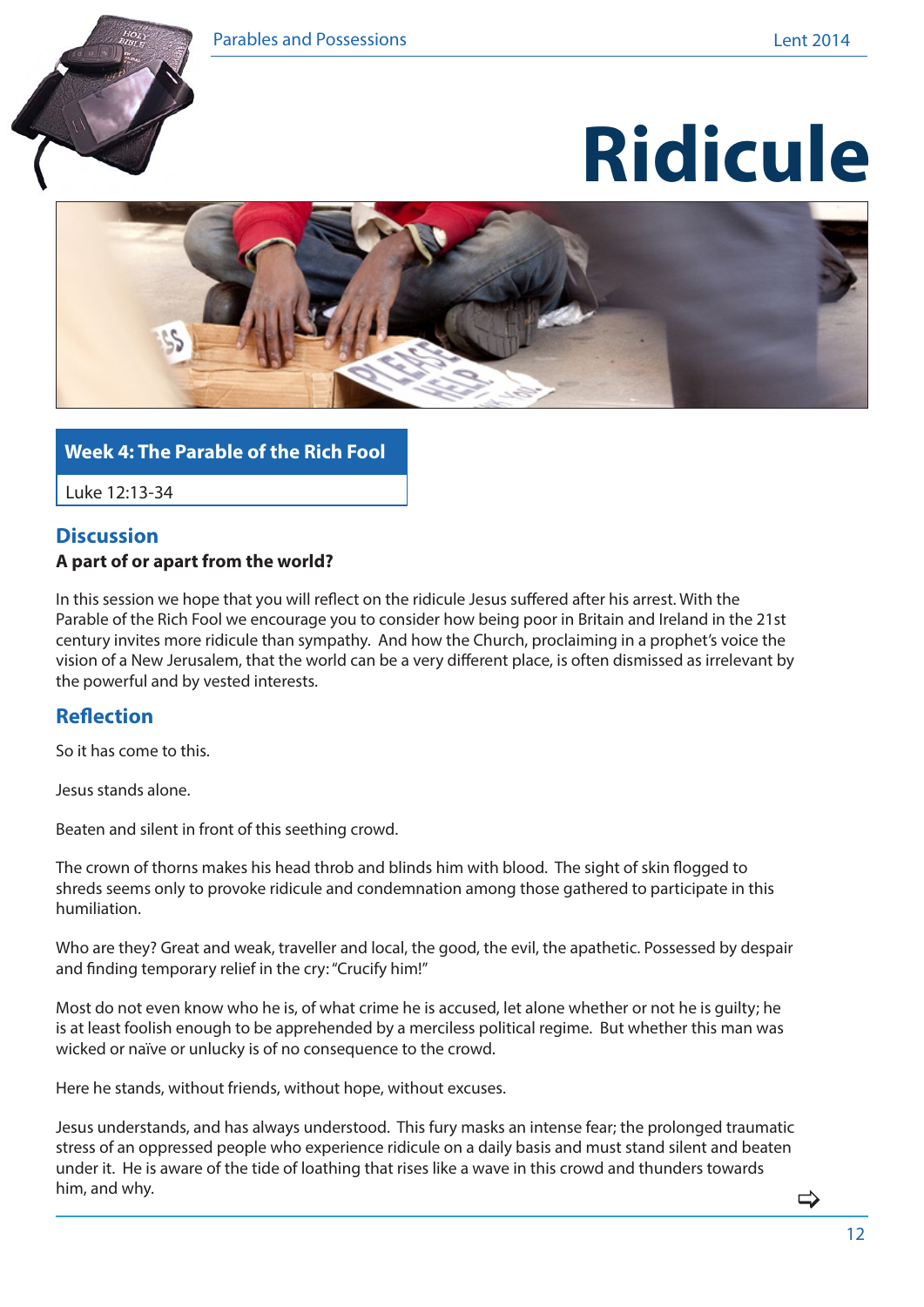# Ridicule

## Week 4: The Parable of the Rich Fool

Luke 12:13-34

## Discussion

**A part of or apart from the world?**

In this session we hope that you will reflect on the ridicule Jesus suffered after his arrest. With the Parable of the Rich Fool we encourage you to consider how being poor in Britain and Ireland in the 21st century invites more ridicule than sympathy. And how the Church, proclaiming in a prophet's voice the vision of a New Jerusalem, that the world can be a very different place, is often dismissed as irrelevant by the powerful and by vested interests.

## Reflection

So it has come to this.

Jesus stands alone.

Beaten and silent in front of this seething crowd.

The crown of thorns makes his head throb and blinds him with blood. The sight of skin flogged to shreds seems only to provoke ridicule and condemnation among those gathered to participate in this humiliation.

Who are they? Great and weak, traveller and local, the good, the evil, the apathetic. Possessed by despair and finding temporary relief in the cry: "Crucify him!"

Most do not even know who he is, of what crime he is accused, let alone whether or not he is guilty; he is at least foolish enough to be apprehended by a merciless political regime. But whether this man was wicked or naïve or unlucky is of no consequence to the crowd.

Here he stands, without friends, without hope, without excuses.

Jesus understands, and has always understood. This fury masks an intense fear; the prolonged traumatic stress of an oppressed people who experience ridicule on a daily basis and must stand silent and beaten under it. He is aware of the tide of loathing that rises like a wave in this crowd and thunders towards him, and why.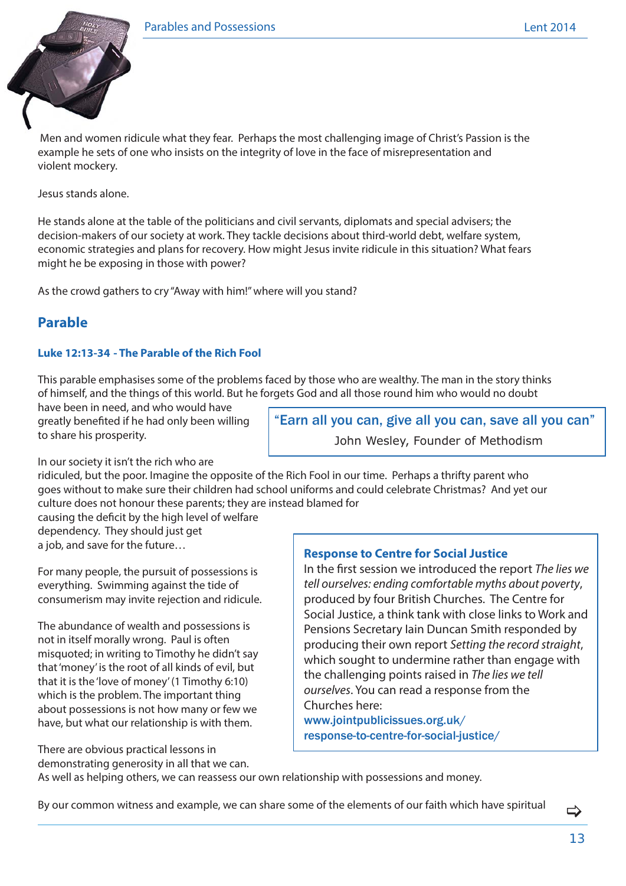Men and women ridicule what they fear. Perhaps the most challenging image of Christ's Passion is the example he sets of one who insists on the integrity of love in the face of misrepresentation and violent mockery.

Jesus stands alone.

He stands alone at the table of the politicians and civil servants, diplomats and special advisers; the decision-makers of our society at work. They tackle decisions about third-world debt, welfare system, economic strategies and plans for recovery. How might Jesus invite ridicule in this situation? What fears might he be exposing in those with power?

As the crowd gathers to cry "Away with him!" where will you stand?

## Parable

### Luke 12:13-34 - The Parable of the Rich Fool

This parable emphasises some of the problems faced by those who are wealthy. The man in the story thinks of himself, and the things of this world. But he forgets God and all those round him who would no doubt have been in need, and who would have greatly benefited if he had only been willing to share his prosperity.

> "Earn all you can, give all you can, save all you can"
>
> John Wesley, Founder of Methodism

In our society it isn't the rich who are ridiculed, but the poor. Imagine the opposite of the Rich Fool in our time. Perhaps a thrifty parent who goes without to make sure their children had school uniforms and could celebrate Christmas? And yet our culture does not honour these parents; they are instead blamed for causing the deficit by the high level of welfare dependency. They should just get a job, and save for the future…

For many people, the pursuit of possessions is everything. Swimming against the tide of consumerism may invite rejection and ridicule.

The abundance of wealth and possessions is not in itself morally wrong. Paul is often misquoted; in writing to Timothy he didn't say that 'money' is the root of all kinds of evil, but that it is the 'love of money' (1 Timothy 6:10) which is the problem. The important thing about possessions is not how many or few we have, but what our relationship is with them.

There are obvious practical lessons in demonstrating generosity in all that we can. As well as helping others, we can reassess our own relationship with possessions and money.

> **Response to Centre for Social Justice**
>
> In the first session we introduced the report *The lies we tell ourselves: ending comfortable myths about poverty*, produced by four British Churches. The Centre for Social Justice, a think tank with close links to Work and Pensions Secretary Iain Duncan Smith responded by producing their own report *Setting the record straight*, which sought to undermine rather than engage with the challenging points raised in *The lies we tell ourselves*. You can read a response from the Churches here:
> www.jointpublicissues.org.uk/response-to-centre-for-social-justice/

By our common witness and example, we can share some of the elements of our faith which have spiritual ⇨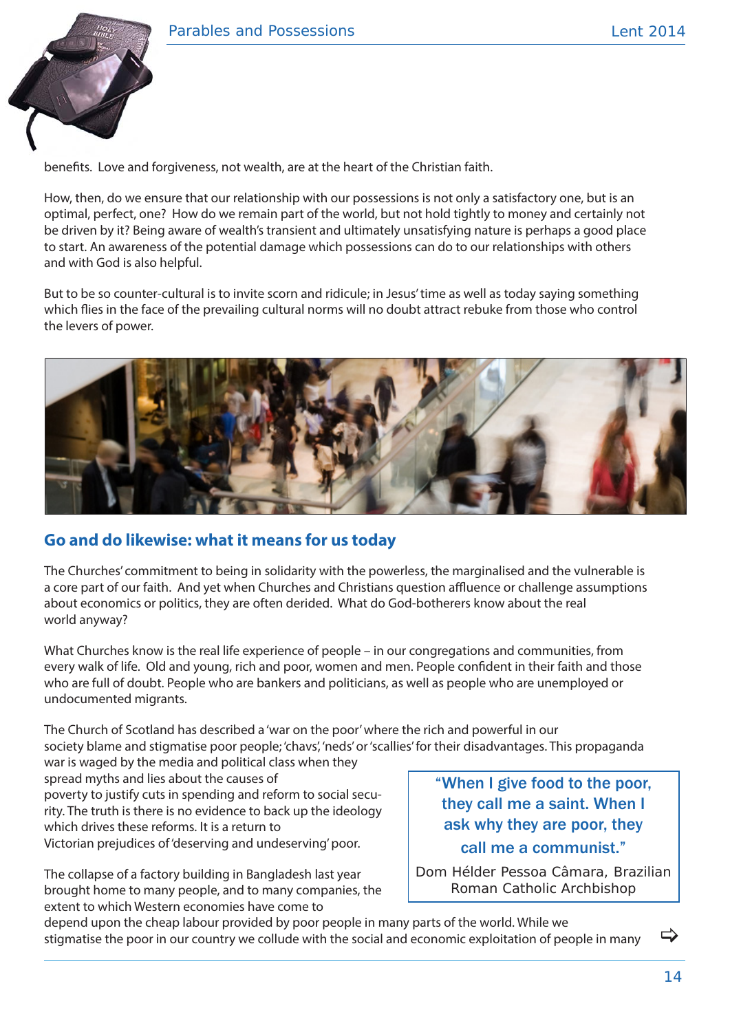benefits. Love and forgiveness, not wealth, are at the heart of the Christian faith.

How, then, do we ensure that our relationship with our possessions is not only a satisfactory one, but is an optimal, perfect, one? How do we remain part of the world, but not hold tightly to money and certainly not be driven by it? Being aware of wealth's transient and ultimately unsatisfying nature is perhaps a good place to start. An awareness of the potential damage which possessions can do to our relationships with others and with God is also helpful.

But to be so counter-cultural is to invite scorn and ridicule; in Jesus' time as well as today saying something which flies in the face of the prevailing cultural norms will no doubt attract rebuke from those who control the levers of power.

## Go and do likewise: what it means for us today

The Churches' commitment to being in solidarity with the powerless, the marginalised and the vulnerable is a core part of our faith. And yet when Churches and Christians question affluence or challenge assumptions about economics or politics, they are often derided. What do God-botherers know about the real world anyway?

What Churches know is the real life experience of people – in our congregations and communities, from every walk of life. Old and young, rich and poor, women and men. People confident in their faith and those who are full of doubt. People who are bankers and politicians, as well as people who are unemployed or undocumented migrants.

The Church of Scotland has described a 'war on the poor' where the rich and powerful in our society blame and stigmatise poor people; 'chavs', 'neds' or 'scallies' for their disadvantages. This propaganda war is waged by the media and political class when they spread myths and lies about the causes of poverty to justify cuts in spending and reform to social security. The truth is there is no evidence to back up the ideology which drives these reforms. It is a return to Victorian prejudices of 'deserving and undeserving' poor.

> "When I give food to the poor, they call me a saint. When I ask why they are poor, they call me a communist."
>
> Dom Hélder Pessoa Câmara, Brazilian Roman Catholic Archbishop

The collapse of a factory building in Bangladesh last year brought home to many people, and to many companies, the extent to which Western economies have come to depend upon the cheap labour provided by poor people in many parts of the world. While we stigmatise the poor in our country we collude with the social and economic exploitation of people in many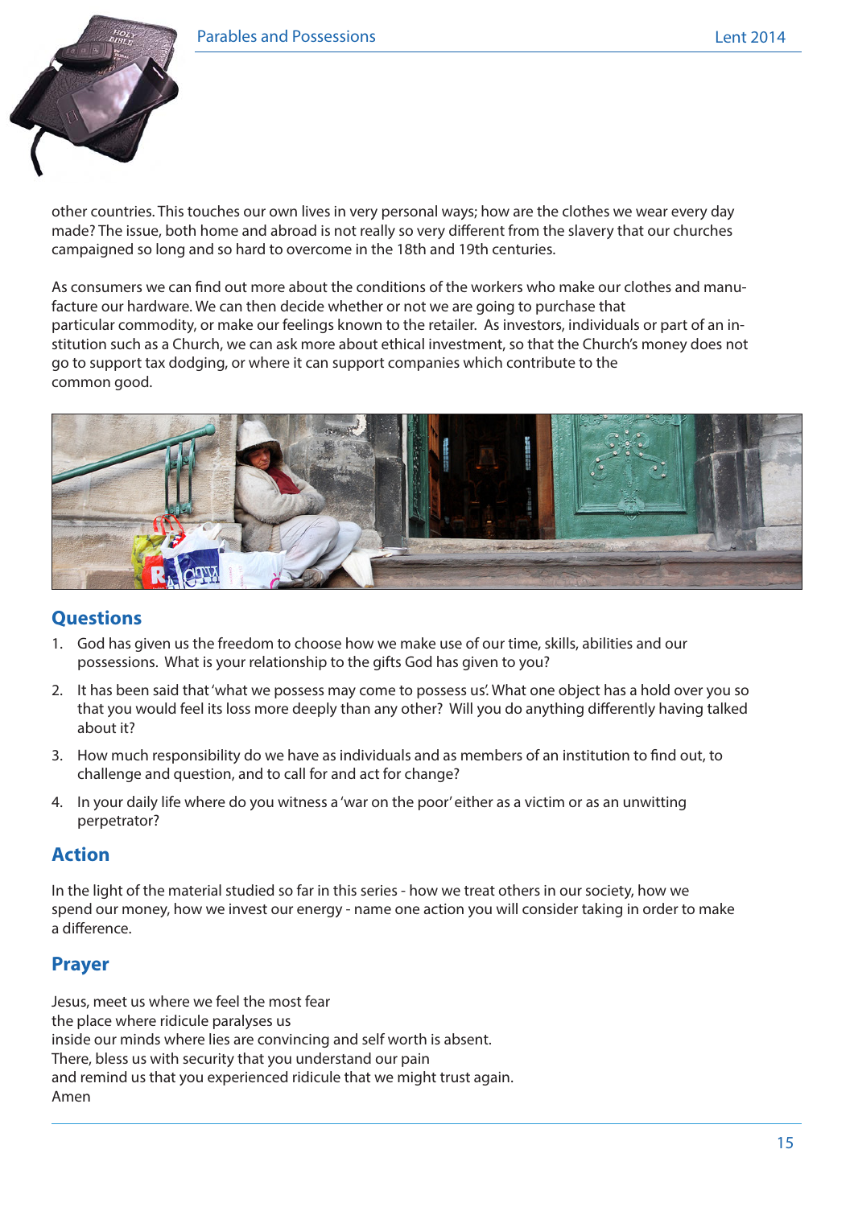other countries. This touches our own lives in very personal ways; how are the clothes we wear every day made? The issue, both home and abroad is not really so very different from the slavery that our churches campaigned so long and so hard to overcome in the 18th and 19th centuries.

As consumers we can find out more about the conditions of the workers who make our clothes and manufacture our hardware. We can then decide whether or not we are going to purchase that particular commodity, or make our feelings known to the retailer. As investors, individuals or part of an institution such as a Church, we can ask more about ethical investment, so that the Church's money does not go to support tax dodging, or where it can support companies which contribute to the common good.

## Questions

1. God has given us the freedom to choose how we make use of our time, skills, abilities and our possessions. What is your relationship to the gifts God has given to you?
2. It has been said that 'what we possess may come to possess us'. What one object has a hold over you so that you would feel its loss more deeply than any other? Will you do anything differently having talked about it?
3. How much responsibility do we have as individuals and as members of an institution to find out, to challenge and question, and to call for and act for change?
4. In your daily life where do you witness a 'war on the poor' either as a victim or as an unwitting perpetrator?

## Action

In the light of the material studied so far in this series - how we treat others in our society, how we spend our money, how we invest our energy - name one action you will consider taking in order to make a difference.

## Prayer

Jesus, meet us where we feel the most fear
the place where ridicule paralyses us
inside our minds where lies are convincing and self worth is absent.
There, bless us with security that you understand our pain
and remind us that you experienced ridicule that we might trust again.
Amen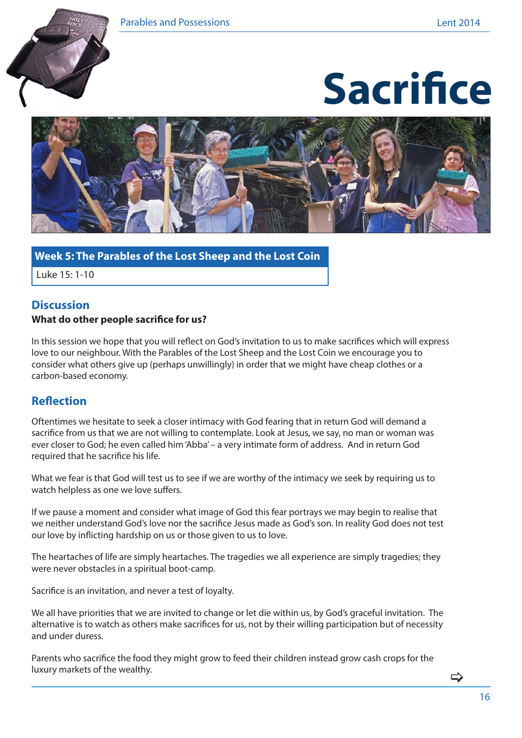# Sacrifice

## Week 5: The Parables of the Lost Sheep and the Lost Coin

Luke 15: 1-10

## Discussion

**What do other people sacrifice for us?**

In this session we hope that you will reflect on God's invitation to us to make sacrifices which will express love to our neighbour. With the Parables of the Lost Sheep and the Lost Coin we encourage you to consider what others give up (perhaps unwillingly) in order that we might have cheap clothes or a carbon-based economy.

## Reflection

Oftentimes we hesitate to seek a closer intimacy with God fearing that in return God will demand a sacrifice from us that we are not willing to contemplate. Look at Jesus, we say, no man or woman was ever closer to God; he even called him 'Abba' – a very intimate form of address. And in return God required that he sacrifice his life.

What we fear is that God will test us to see if we are worthy of the intimacy we seek by requiring us to watch helpless as one we love suffers.

If we pause a moment and consider what image of God this fear portrays we may begin to realise that we neither understand God's love nor the sacrifice Jesus made as God's son. In reality God does not test our love by inflicting hardship on us or those given to us to love.

The heartaches of life are simply heartaches. The tragedies we all experience are simply tragedies; they were never obstacles in a spiritual boot-camp.

Sacrifice is an invitation, and never a test of loyalty.

We all have priorities that we are invited to change or let die within us, by God's graceful invitation. The alternative is to watch as others make sacrifices for us, not by their willing participation but of necessity and under duress.

Parents who sacrifice the food they might grow to feed their children instead grow cash crops for the luxury markets of the wealthy.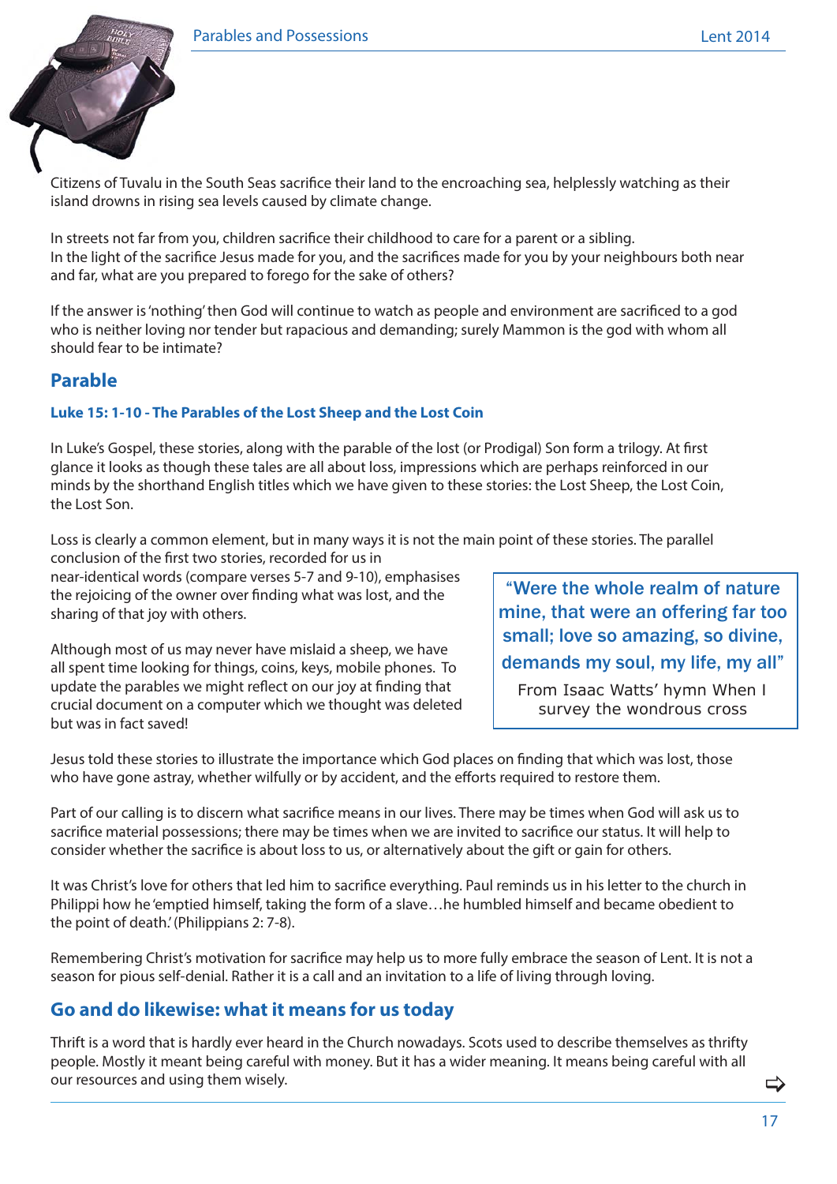Citizens of Tuvalu in the South Seas sacrifice their land to the encroaching sea, helplessly watching as their island drowns in rising sea levels caused by climate change.

In streets not far from you, children sacrifice their childhood to care for a parent or a sibling.
In the light of the sacrifice Jesus made for you, and the sacrifices made for you by your neighbours both near and far, what are you prepared to forego for the sake of others?

If the answer is 'nothing' then God will continue to watch as people and environment are sacrificed to a god who is neither loving nor tender but rapacious and demanding; surely Mammon is the god with whom all should fear to be intimate?

## Parable

### Luke 15: 1-10 - The Parables of the Lost Sheep and the Lost Coin

In Luke's Gospel, these stories, along with the parable of the lost (or Prodigal) Son form a trilogy. At first glance it looks as though these tales are all about loss, impressions which are perhaps reinforced in our minds by the shorthand English titles which we have given to these stories: the Lost Sheep, the Lost Coin, the Lost Son.

Loss is clearly a common element, but in many ways it is not the main point of these stories. The parallel conclusion of the first two stories, recorded for us in near-identical words (compare verses 5-7 and 9-10), emphasises the rejoicing of the owner over finding what was lost, and the sharing of that joy with others.

Although most of us may never have mislaid a sheep, we have all spent time looking for things, coins, keys, mobile phones. To update the parables we might reflect on our joy at finding that crucial document on a computer which we thought was deleted but was in fact saved!

> **"Were the whole realm of nature mine, that were an offering far too small; love so amazing, so divine, demands my soul, my life, my all"**
>
> From Isaac Watts' hymn When I survey the wondrous cross

Jesus told these stories to illustrate the importance which God places on finding that which was lost, those who have gone astray, whether wilfully or by accident, and the efforts required to restore them.

Part of our calling is to discern what sacrifice means in our lives. There may be times when God will ask us to sacrifice material possessions; there may be times when we are invited to sacrifice our status. It will help to consider whether the sacrifice is about loss to us, or alternatively about the gift or gain for others.

It was Christ's love for others that led him to sacrifice everything. Paul reminds us in his letter to the church in Philippi how he 'emptied himself, taking the form of a slave…he humbled himself and became obedient to the point of death.' (Philippians 2: 7-8).

Remembering Christ's motivation for sacrifice may help us to more fully embrace the season of Lent. It is not a season for pious self-denial. Rather it is a call and an invitation to a life of living through loving.

## Go and do likewise: what it means for us today

Thrift is a word that is hardly ever heard in the Church nowadays. Scots used to describe themselves as thrifty people. Mostly it meant being careful with money. But it has a wider meaning. It means being careful with all our resources and using them wisely.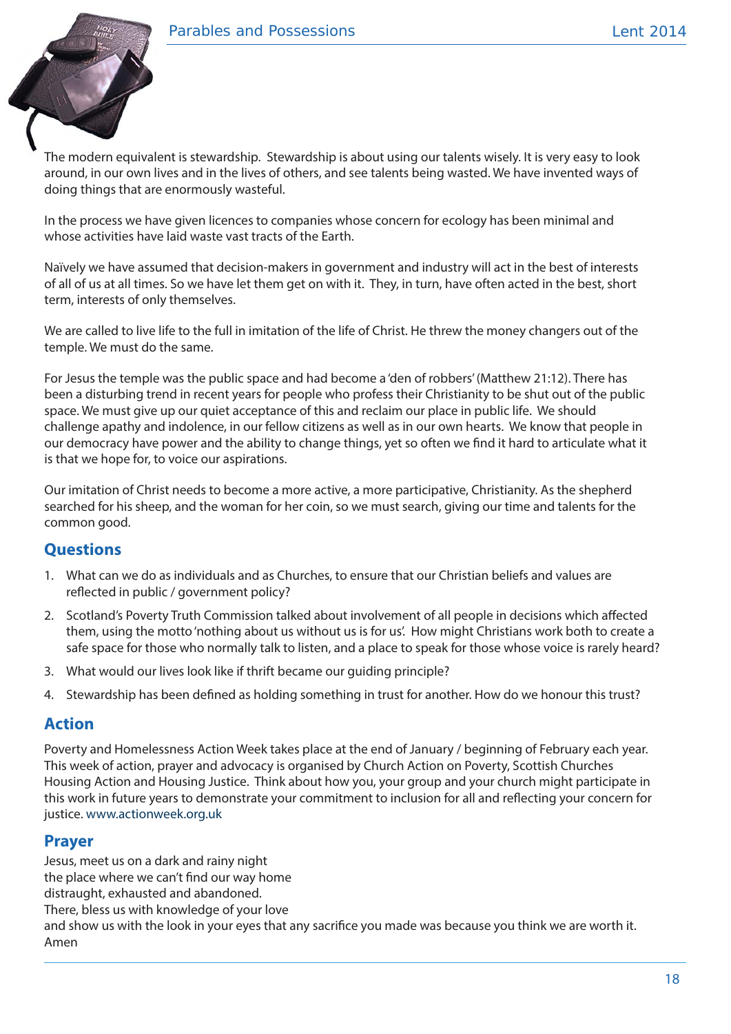The modern equivalent is stewardship. Stewardship is about using our talents wisely. It is very easy to look around, in our own lives and in the lives of others, and see talents being wasted. We have invented ways of doing things that are enormously wasteful.

In the process we have given licences to companies whose concern for ecology has been minimal and whose activities have laid waste vast tracts of the Earth.

Naïvely we have assumed that decision-makers in government and industry will act in the best of interests of all of us at all times. So we have let them get on with it. They, in turn, have often acted in the best, short term, interests of only themselves.

We are called to live life to the full in imitation of the life of Christ. He threw the money changers out of the temple. We must do the same.

For Jesus the temple was the public space and had become a 'den of robbers' (Matthew 21:12). There has been a disturbing trend in recent years for people who profess their Christianity to be shut out of the public space. We must give up our quiet acceptance of this and reclaim our place in public life. We should challenge apathy and indolence, in our fellow citizens as well as in our own hearts. We know that people in our democracy have power and the ability to change things, yet so often we find it hard to articulate what it is that we hope for, to voice our aspirations.

Our imitation of Christ needs to become a more active, a more participative, Christianity. As the shepherd searched for his sheep, and the woman for her coin, so we must search, giving our time and talents for the common good.

## Questions

1. What can we do as individuals and as Churches, to ensure that our Christian beliefs and values are reflected in public / government policy?
2. Scotland's Poverty Truth Commission talked about involvement of all people in decisions which affected them, using the motto 'nothing about us without us is for us'. How might Christians work both to create a safe space for those who normally talk to listen, and a place to speak for those whose voice is rarely heard?
3. What would our lives look like if thrift became our guiding principle?
4. Stewardship has been defined as holding something in trust for another. How do we honour this trust?

## Action

Poverty and Homelessness Action Week takes place at the end of January / beginning of February each year. This week of action, prayer and advocacy is organised by Church Action on Poverty, Scottish Churches Housing Action and Housing Justice. Think about how you, your group and your church might participate in this work in future years to demonstrate your commitment to inclusion for all and reflecting your concern for justice. www.actionweek.org.uk

## Prayer

Jesus, meet us on a dark and rainy night
the place where we can't find our way home
distraught, exhausted and abandoned.
There, bless us with knowledge of your love
and show us with the look in your eyes that any sacrifice you made was because you think we are worth it.
Amen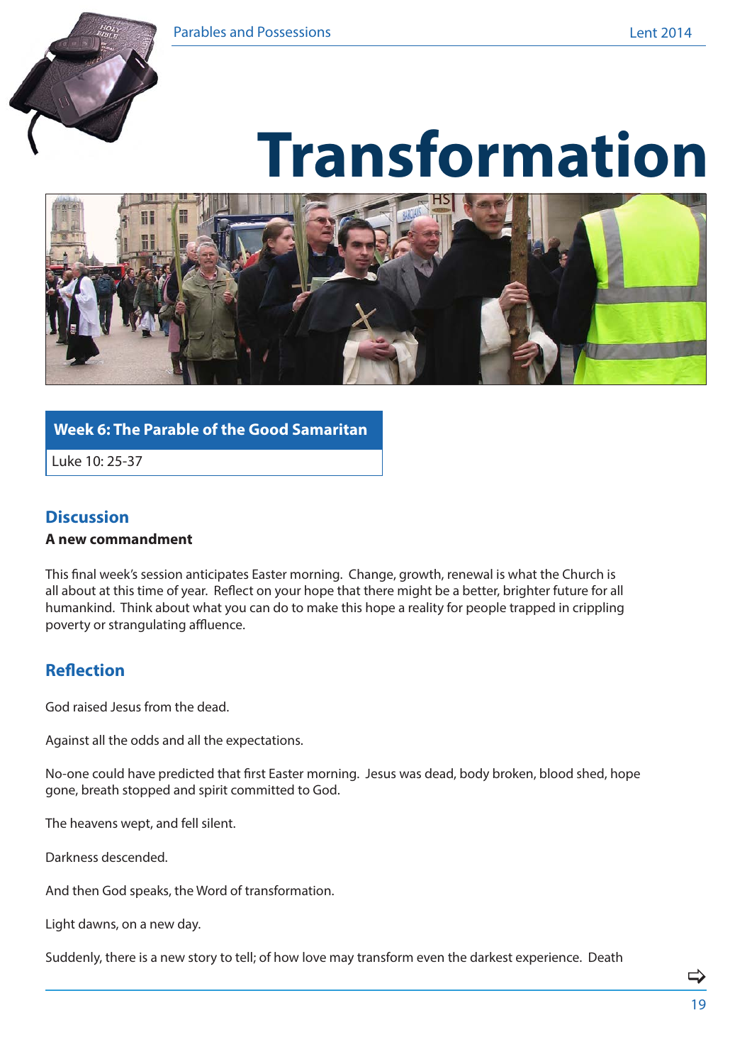# Transformation

## Week 6: The Parable of the Good Samaritan

Luke 10: 25-37

## Discussion

**A new commandment**

This final week's session anticipates Easter morning. Change, growth, renewal is what the Church is all about at this time of year. Reflect on your hope that there might be a better, brighter future for all humankind. Think about what you can do to make this hope a reality for people trapped in crippling poverty or strangulating affluence.

## Reflection

God raised Jesus from the dead.

Against all the odds and all the expectations.

No-one could have predicted that first Easter morning. Jesus was dead, body broken, blood shed, hope gone, breath stopped and spirit committed to God.

The heavens wept, and fell silent.

Darkness descended.

And then God speaks, the Word of transformation.

Light dawns, on a new day.

Suddenly, there is a new story to tell; of how love may transform even the darkest experience. Death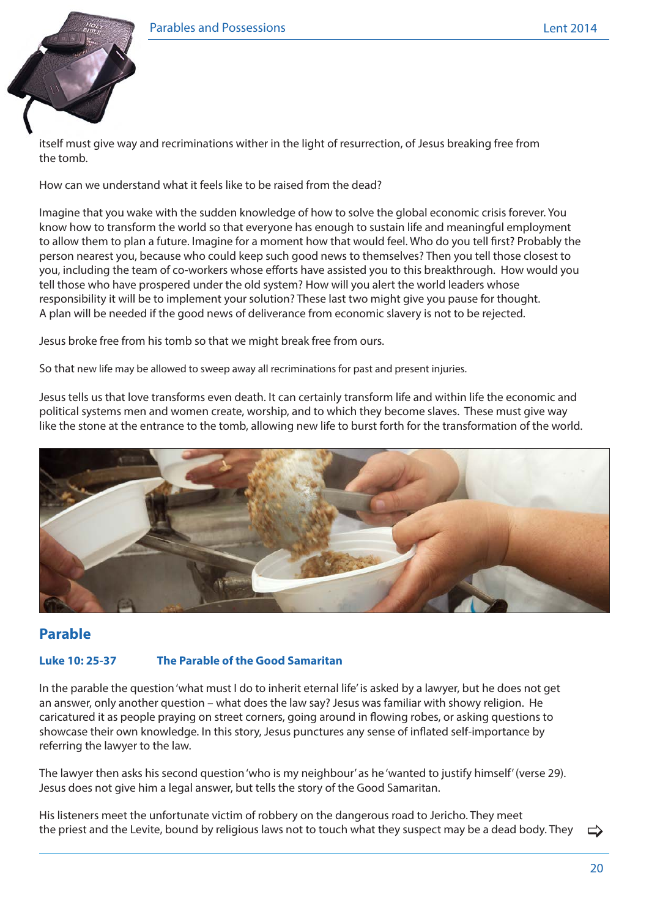itself must give way and recriminations wither in the light of resurrection, of Jesus breaking free from the tomb.

How can we understand what it feels like to be raised from the dead?

Imagine that you wake with the sudden knowledge of how to solve the global economic crisis forever. You know how to transform the world so that everyone has enough to sustain life and meaningful employment to allow them to plan a future. Imagine for a moment how that would feel. Who do you tell first? Probably the person nearest you, because who could keep such good news to themselves? Then you tell those closest to you, including the team of co-workers whose efforts have assisted you to this breakthrough. How would you tell those who have prospered under the old system? How will you alert the world leaders whose responsibility it will be to implement your solution? These last two might give you pause for thought. A plan will be needed if the good news of deliverance from economic slavery is not to be rejected.

Jesus broke free from his tomb so that we might break free from ours.

So that new life may be allowed to sweep away all recriminations for past and present injuries.

Jesus tells us that love transforms even death. It can certainly transform life and within life the economic and political systems men and women create, worship, and to which they become slaves. These must give way like the stone at the entrance to the tomb, allowing new life to burst forth for the transformation of the world.

## Parable

### Luke 10: 25-37 The Parable of the Good Samaritan

In the parable the question 'what must I do to inherit eternal life' is asked by a lawyer, but he does not get an answer, only another question – what does the law say? Jesus was familiar with showy religion. He caricatured it as people praying on street corners, going around in flowing robes, or asking questions to showcase their own knowledge. In this story, Jesus punctures any sense of inflated self-importance by referring the lawyer to the law.

The lawyer then asks his second question 'who is my neighbour' as he 'wanted to justify himself' (verse 29). Jesus does not give him a legal answer, but tells the story of the Good Samaritan.

His listeners meet the unfortunate victim of robbery on the dangerous road to Jericho. They meet the priest and the Levite, bound by religious laws not to touch what they suspect may be a dead body. They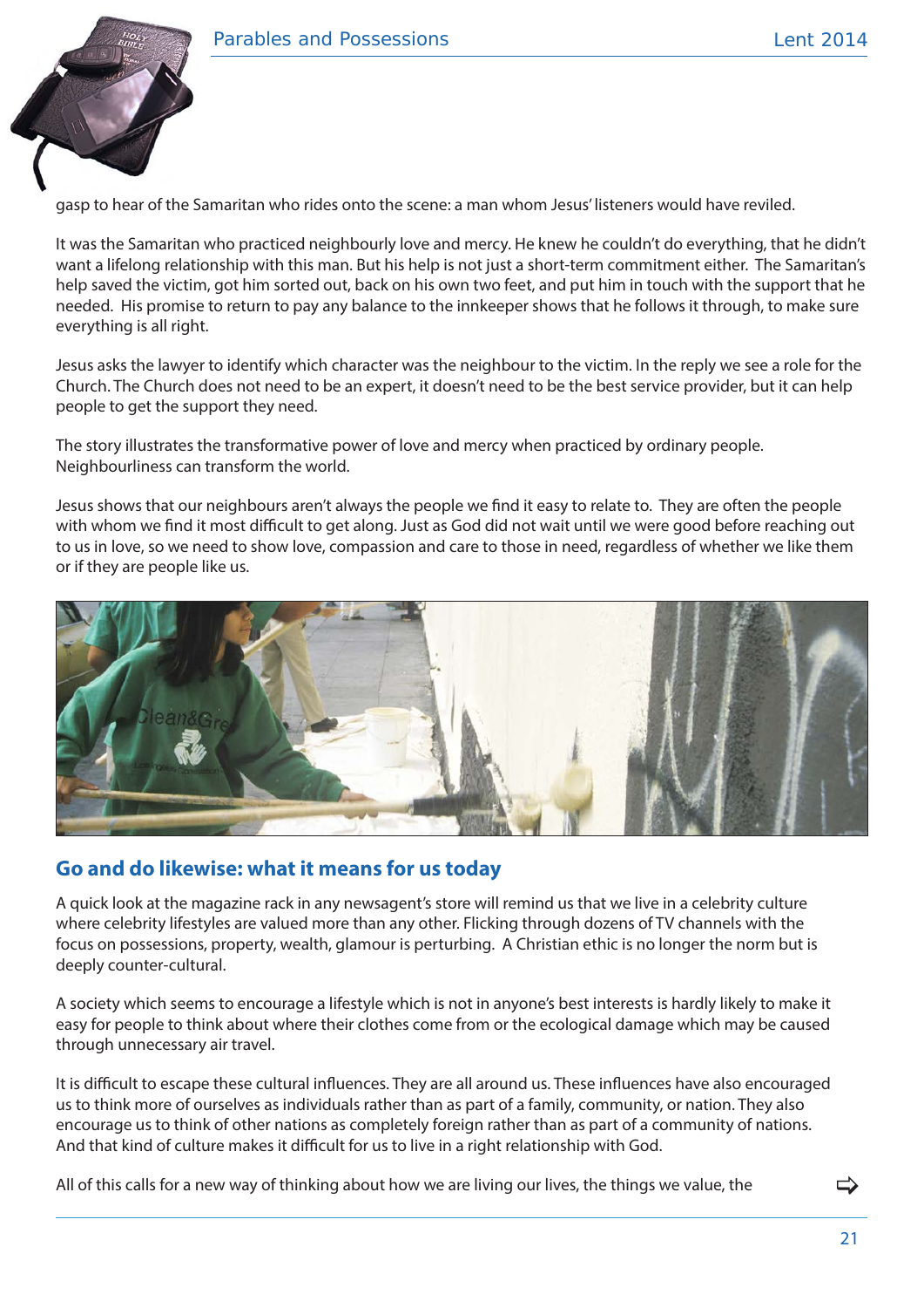gasp to hear of the Samaritan who rides onto the scene: a man whom Jesus' listeners would have reviled.

It was the Samaritan who practiced neighbourly love and mercy. He knew he couldn't do everything, that he didn't want a lifelong relationship with this man. But his help is not just a short-term commitment either. The Samaritan's help saved the victim, got him sorted out, back on his own two feet, and put him in touch with the support that he needed. His promise to return to pay any balance to the innkeeper shows that he follows it through, to make sure everything is all right.

Jesus asks the lawyer to identify which character was the neighbour to the victim. In the reply we see a role for the Church. The Church does not need to be an expert, it doesn't need to be the best service provider, but it can help people to get the support they need.

The story illustrates the transformative power of love and mercy when practiced by ordinary people. Neighbourliness can transform the world.

Jesus shows that our neighbours aren't always the people we find it easy to relate to. They are often the people with whom we find it most difficult to get along. Just as God did not wait until we were good before reaching out to us in love, so we need to show love, compassion and care to those in need, regardless of whether we like them or if they are people like us.

## Go and do likewise: what it means for us today

A quick look at the magazine rack in any newsagent's store will remind us that we live in a celebrity culture where celebrity lifestyles are valued more than any other. Flicking through dozens of TV channels with the focus on possessions, property, wealth, glamour is perturbing. A Christian ethic is no longer the norm but is deeply counter-cultural.

A society which seems to encourage a lifestyle which is not in anyone's best interests is hardly likely to make it easy for people to think about where their clothes come from or the ecological damage which may be caused through unnecessary air travel.

It is difficult to escape these cultural influences. They are all around us. These influences have also encouraged us to think more of ourselves as individuals rather than as part of a family, community, or nation. They also encourage us to think of other nations as completely foreign rather than as part of a community of nations. And that kind of culture makes it difficult for us to live in a right relationship with God.

All of this calls for a new way of thinking about how we are living our lives, the things we value, the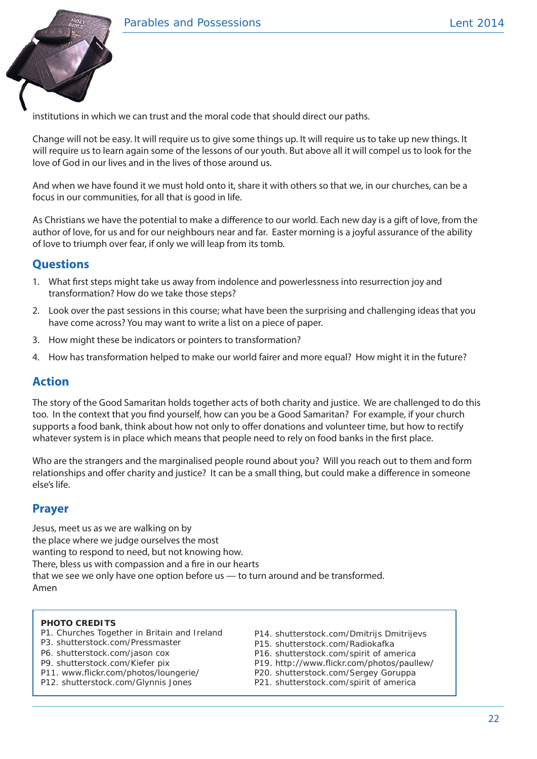institutions in which we can trust and the moral code that should direct our paths.

Change will not be easy. It will require us to give some things up. It will require us to take up new things. It will require us to learn again some of the lessons of our youth. But above all it will compel us to look for the love of God in our lives and in the lives of those around us.

And when we have found it we must hold onto it, share it with others so that we, in our churches, can be a focus in our communities, for all that is good in life.

As Christians we have the potential to make a difference to our world. Each new day is a gift of love, from the author of love, for us and for our neighbours near and far. Easter morning is a joyful assurance of the ability of love to triumph over fear, if only we will leap from its tomb.

## Questions

1. What first steps might take us away from indolence and powerlessness into resurrection joy and transformation? How do we take those steps?
2. Look over the past sessions in this course; what have been the surprising and challenging ideas that you have come across? You may want to write a list on a piece of paper.
3. How might these be indicators or pointers to transformation?
4. How has transformation helped to make our world fairer and more equal? How might it in the future?

## Action

The story of the Good Samaritan holds together acts of both charity and justice. We are challenged to do this too. In the context that you find yourself, how can you be a Good Samaritan? For example, if your church supports a food bank, think about how not only to offer donations and volunteer time, but how to rectify whatever system is in place which means that people need to rely on food banks in the first place.

Who are the strangers and the marginalised people round about you? Will you reach out to them and form relationships and offer charity and justice? It can be a small thing, but could make a difference in someone else's life.

## Prayer

Jesus, meet us as we are walking on by  
the place where we judge ourselves the most  
wanting to respond to need, but not knowing how.  
There, bless us with compassion and a fire in our hearts  
that we see we only have one option before us — to turn around and be transformed.  
Amen

**PHOTO CREDITS**

P1. Churches Together in Britain and Ireland  
P3. shutterstock.com/Pressmaster  
P6. shutterstock.com/jason cox  
P9. shutterstock.com/Kiefer pix  
P11. www.flickr.com/photos/loungerie/  
P12. shutterstock.com/Glynnis Jones  
P14. shutterstock.com/Dmitrijs Dmitrijevs  
P15. shutterstock.com/Radiokafka  
P16. shutterstock.com/spirit of america  
P19. http://www.flickr.com/photos/paullew/  
P20. shutterstock.com/Sergey Goruppa  
P21. shutterstock.com/spirit of america